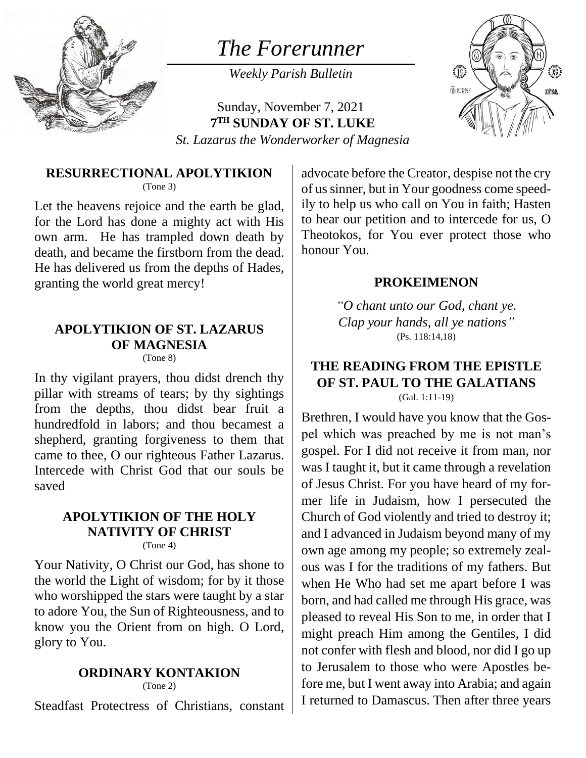# *The Forerunner*

*Weekly Parish Bulletin*

Sunday, November 7, 2021

**7TH SUNDAY OF ST. LUKE**

*St. Lazarus the Wonderworker of Magnesia*

## RESURRECTIONAL APOLYTIKION

(Tone 3)

Let the heavens rejoice and the earth be glad, for the Lord has done a mighty act with His own arm. He has trampled down death by death, and became the firstborn from the dead. He has delivered us from the depths of Hades, granting the world great mercy!

## APOLYTIKION OF ST. LAZARUS OF MAGNESIA

(Tone 8)

In thy vigilant prayers, thou didst drench thy pillar with streams of tears; by thy sightings from the depths, thou didst bear fruit a hundredfold in labors; and thou becamest a shepherd, granting forgiveness to them that came to thee, O our righteous Father Lazarus. Intercede with Christ God that our souls be saved

## APOLYTIKION OF THE HOLY NATIVITY OF CHRIST

(Tone 4)

Your Nativity, O Christ our God, has shone to the world the Light of wisdom; for by it those who worshipped the stars were taught by a star to adore You, the Sun of Righteousness, and to know you the Orient from on high. O Lord, glory to You.

## ORDINARY KONTAKION

(Tone 2)

Steadfast Protectress of Christians, constant advocate before the Creator, despise not the cry of us sinner, but in Your goodness come speedily to help us who call on You in faith; Hasten to hear our petition and to intercede for us, O Theotokos, for You ever protect those who honour You.

## PROKEIMENON

*"O chant unto our God, chant ye.*
*Clap your hands, all ye nations"*

(Ps. 118:14,18)

## THE READING FROM THE EPISTLE OF ST. PAUL TO THE GALATIANS

(Gal. 1:11-19)

Brethren, I would have you know that the Gospel which was preached by me is not man's gospel. For I did not receive it from man, nor was I taught it, but it came through a revelation of Jesus Christ. For you have heard of my former life in Judaism, how I persecuted the Church of God violently and tried to destroy it; and I advanced in Judaism beyond many of my own age among my people; so extremely zealous was I for the traditions of my fathers. But when He Who had set me apart before I was born, and had called me through His grace, was pleased to reveal His Son to me, in order that I might preach Him among the Gentiles, I did not confer with flesh and blood, nor did I go up to Jerusalem to those who were Apostles before me, but I went away into Arabia; and again I returned to Damascus. Then after three years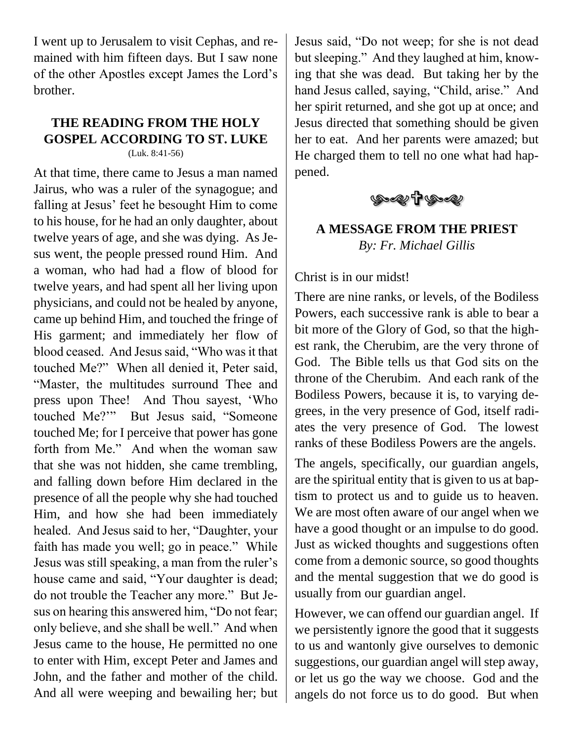I went up to Jerusalem to visit Cephas, and remained with him fifteen days. But I saw none of the other Apostles except James the Lord's brother.

### THE READING FROM THE HOLY GOSPEL ACCORDING TO ST. LUKE

(Luk. 8:41-56)

At that time, there came to Jesus a man named Jairus, who was a ruler of the synagogue; and falling at Jesus' feet he besought Him to come to his house, for he had an only daughter, about twelve years of age, and she was dying. As Jesus went, the people pressed round Him. And a woman, who had had a flow of blood for twelve years, and had spent all her living upon physicians, and could not be healed by anyone, came up behind Him, and touched the fringe of His garment; and immediately her flow of blood ceased. And Jesus said, "Who was it that touched Me?" When all denied it, Peter said, "Master, the multitudes surround Thee and press upon Thee! And Thou sayest, 'Who touched Me?'" But Jesus said, "Someone touched Me; for I perceive that power has gone forth from Me." And when the woman saw that she was not hidden, she came trembling, and falling down before Him declared in the presence of all the people why she had touched Him, and how she had been immediately healed. And Jesus said to her, "Daughter, your faith has made you well; go in peace." While Jesus was still speaking, a man from the ruler's house came and said, "Your daughter is dead; do not trouble the Teacher any more." But Jesus on hearing this answered him, "Do not fear; only believe, and she shall be well." And when Jesus came to the house, He permitted no one to enter with Him, except Peter and James and John, and the father and mother of the child. And all were weeping and bewailing her; but Jesus said, "Do not weep; for she is not dead but sleeping." And they laughed at him, knowing that she was dead. But taking her by the hand Jesus called, saying, "Child, arise." And her spirit returned, and she got up at once; and Jesus directed that something should be given her to eat. And her parents were amazed; but He charged them to tell no one what had happened.

### A MESSAGE FROM THE PRIEST

*By: Fr. Michael Gillis*

Christ is in our midst!

There are nine ranks, or levels, of the Bodiless Powers, each successive rank is able to bear a bit more of the Glory of God, so that the highest rank, the Cherubim, are the very throne of God. The Bible tells us that God sits on the throne of the Cherubim. And each rank of the Bodiless Powers, because it is, to varying degrees, in the very presence of God, itself radiates the very presence of God. The lowest ranks of these Bodiless Powers are the angels.

The angels, specifically, our guardian angels, are the spiritual entity that is given to us at baptism to protect us and to guide us to heaven. We are most often aware of our angel when we have a good thought or an impulse to do good. Just as wicked thoughts and suggestions often come from a demonic source, so good thoughts and the mental suggestion that we do good is usually from our guardian angel.

However, we can offend our guardian angel. If we persistently ignore the good that it suggests to us and wantonly give ourselves to demonic suggestions, our guardian angel will step away, or let us go the way we choose. God and the angels do not force us to do good. But when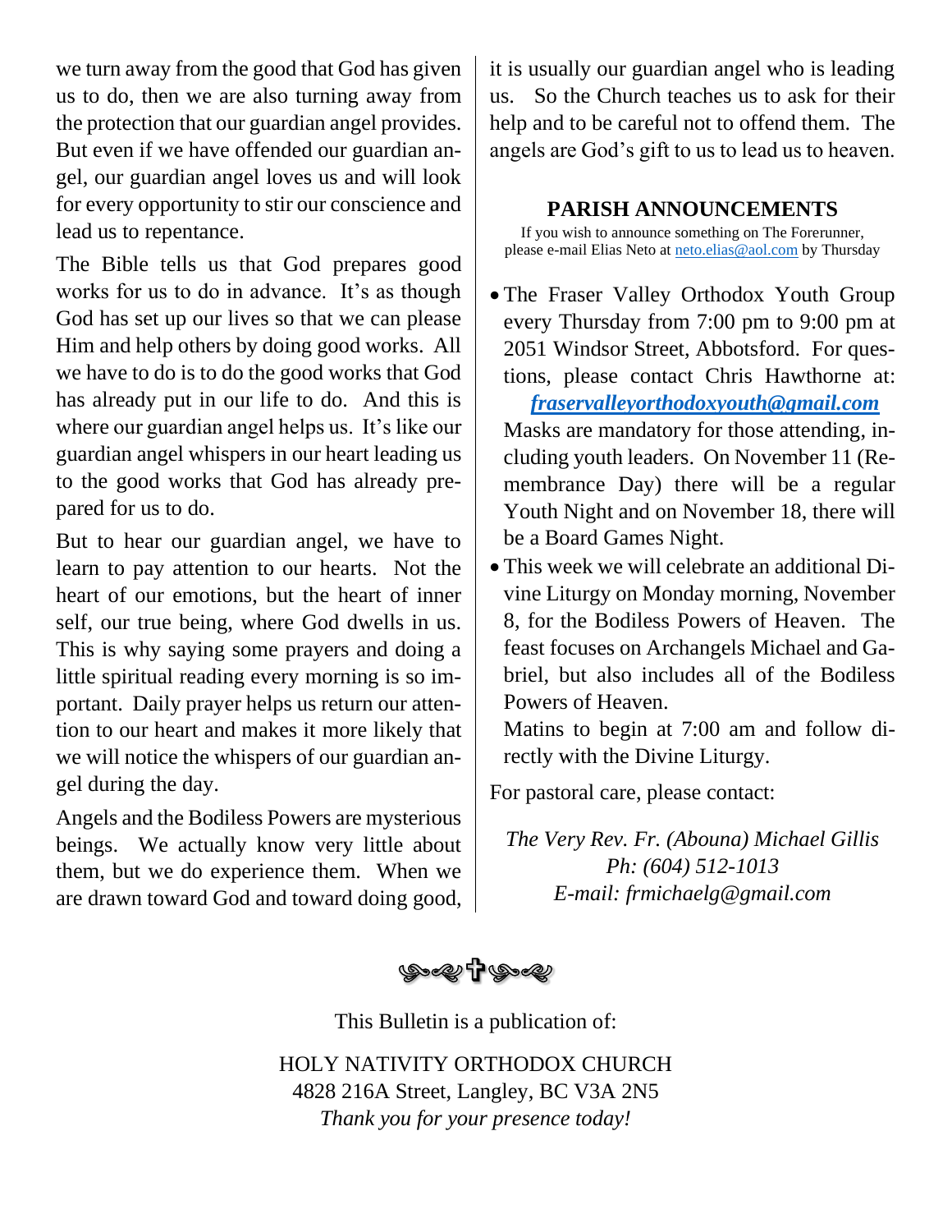we turn away from the good that God has given us to do, then we are also turning away from the protection that our guardian angel provides. But even if we have offended our guardian angel, our guardian angel loves us and will look for every opportunity to stir our conscience and lead us to repentance.

The Bible tells us that God prepares good works for us to do in advance. It's as though God has set up our lives so that we can please Him and help others by doing good works. All we have to do is to do the good works that God has already put in our life to do. And this is where our guardian angel helps us. It's like our guardian angel whispers in our heart leading us to the good works that God has already prepared for us to do.

But to hear our guardian angel, we have to learn to pay attention to our hearts. Not the heart of our emotions, but the heart of inner self, our true being, where God dwells in us. This is why saying some prayers and doing a little spiritual reading every morning is so important. Daily prayer helps us return our attention to our heart and makes it more likely that we will notice the whispers of our guardian angel during the day.

Angels and the Bodiless Powers are mysterious beings. We actually know very little about them, but we do experience them. When we are drawn toward God and toward doing good, it is usually our guardian angel who is leading us. So the Church teaches us to ask for their help and to be careful not to offend them. The angels are God's gift to us to lead us to heaven.

## PARISH ANNOUNCEMENTS

If you wish to announce something on The Forerunner, please e-mail Elias Neto at neto.elias@aol.com by Thursday

- The Fraser Valley Orthodox Youth Group every Thursday from 7:00 pm to 9:00 pm at 2051 Windsor Street, Abbotsford. For questions, please contact Chris Hawthorne at: ***fraservalleyorthodoxyouth@gmail.com***
  Masks are mandatory for those attending, including youth leaders. On November 11 (Remembrance Day) there will be a regular Youth Night and on November 18, there will be a Board Games Night.
- This week we will celebrate an additional Divine Liturgy on Monday morning, November 8, for the Bodiless Powers of Heaven. The feast focuses on Archangels Michael and Gabriel, but also includes all of the Bodiless Powers of Heaven.
  Matins to begin at 7:00 am and follow directly with the Divine Liturgy.

For pastoral care, please contact:

*The Very Rev. Fr. (Abouna) Michael Gillis*
*Ph: (604) 512-1013*
*E-mail: frmichaelg@gmail.com*

This Bulletin is a publication of:

HOLY NATIVITY ORTHODOX CHURCH
4828 216A Street, Langley, BC V3A 2N5
*Thank you for your presence today!*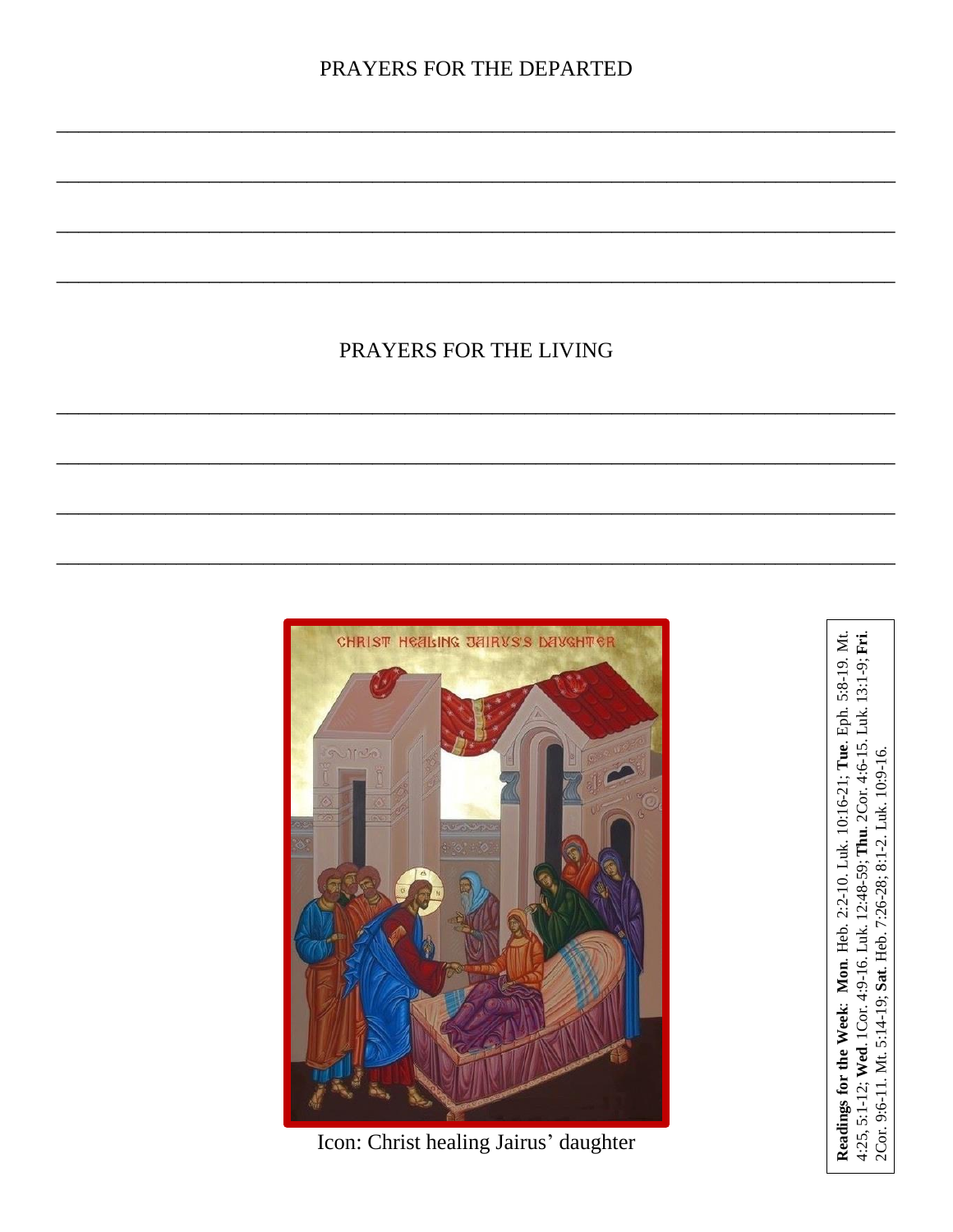## PRAYERS FOR THE DEPARTED

\_\_\_\_\_\_\_\_\_\_\_\_\_\_\_\_\_\_\_\_\_\_\_\_\_\_\_\_\_\_\_\_\_\_\_\_\_\_\_\_\_\_\_\_\_\_\_\_\_\_\_\_\_\_\_\_\_\_\_\_\_\_\_\_\_\_\_\_\_\_\_\_

\_\_\_\_\_\_\_\_\_\_\_\_\_\_\_\_\_\_\_\_\_\_\_\_\_\_\_\_\_\_\_\_\_\_\_\_\_\_\_\_\_\_\_\_\_\_\_\_\_\_\_\_\_\_\_\_\_\_\_\_\_\_\_\_\_\_\_\_\_\_\_\_

\_\_\_\_\_\_\_\_\_\_\_\_\_\_\_\_\_\_\_\_\_\_\_\_\_\_\_\_\_\_\_\_\_\_\_\_\_\_\_\_\_\_\_\_\_\_\_\_\_\_\_\_\_\_\_\_\_\_\_\_\_\_\_\_\_\_\_\_\_\_\_\_

\_\_\_\_\_\_\_\_\_\_\_\_\_\_\_\_\_\_\_\_\_\_\_\_\_\_\_\_\_\_\_\_\_\_\_\_\_\_\_\_\_\_\_\_\_\_\_\_\_\_\_\_\_\_\_\_\_\_\_\_\_\_\_\_\_\_\_\_\_\_\_\_

## PRAYERS FOR THE LIVING

\_\_\_\_\_\_\_\_\_\_\_\_\_\_\_\_\_\_\_\_\_\_\_\_\_\_\_\_\_\_\_\_\_\_\_\_\_\_\_\_\_\_\_\_\_\_\_\_\_\_\_\_\_\_\_\_\_\_\_\_\_\_\_\_\_\_\_\_\_\_\_\_

\_\_\_\_\_\_\_\_\_\_\_\_\_\_\_\_\_\_\_\_\_\_\_\_\_\_\_\_\_\_\_\_\_\_\_\_\_\_\_\_\_\_\_\_\_\_\_\_\_\_\_\_\_\_\_\_\_\_\_\_\_\_\_\_\_\_\_\_\_\_\_\_

\_\_\_\_\_\_\_\_\_\_\_\_\_\_\_\_\_\_\_\_\_\_\_\_\_\_\_\_\_\_\_\_\_\_\_\_\_\_\_\_\_\_\_\_\_\_\_\_\_\_\_\_\_\_\_\_\_\_\_\_\_\_\_\_\_\_\_\_\_\_\_\_

\_\_\_\_\_\_\_\_\_\_\_\_\_\_\_\_\_\_\_\_\_\_\_\_\_\_\_\_\_\_\_\_\_\_\_\_\_\_\_\_\_\_\_\_\_\_\_\_\_\_\_\_\_\_\_\_\_\_\_\_\_\_\_\_\_\_\_\_\_\_\_\_

CHRIST HEALING JAIRUS'S DAUGHTER

Icon: Christ healing Jairus' daughter

**Readings for the Week**: **Mon**. Heb. 2:2-10. Luk. 10:16-21; **Tue**. Eph. 5:8-19. Mt. 4:25, 5:1-12; **Wed**. 1Cor. 4:9-16. Luk. 12:48-59; **Thu**. 2Cor. 4:6-15. Luk. 13:1-9; **Fri**. 2Cor. 9:6-11. Mt. 5:14-19; **Sat**. Heb. 7:26-28; 8:1-2. Luk. 10:9-16.